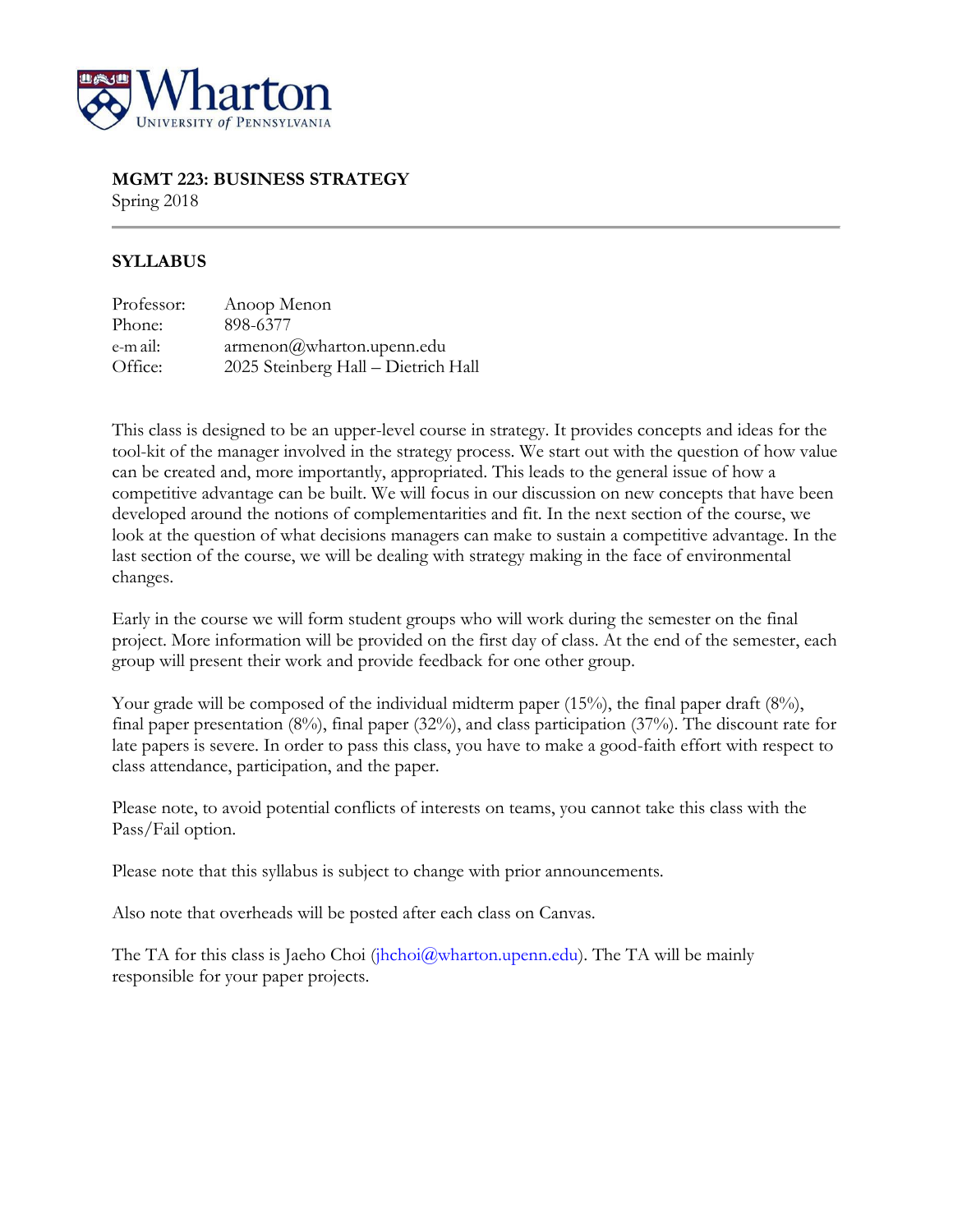**MGMT 223: BUSINESS STRATEGY**
Spring 2018

## SYLLABUS

| | |
|---|---|
| Professor: | Anoop Menon |
| Phone: | 898-6377 |
| e-mail: | armenon@wharton.upenn.edu |
| Office: | 2025 Steinberg Hall – Dietrich Hall |

This class is designed to be an upper-level course in strategy. It provides concepts and ideas for the tool-kit of the manager involved in the strategy process. We start out with the question of how value can be created and, more importantly, appropriated. This leads to the general issue of how a competitive advantage can be built. We will focus in our discussion on new concepts that have been developed around the notions of complementarities and fit. In the next section of the course, we look at the question of what decisions managers can make to sustain a competitive advantage. In the last section of the course, we will be dealing with strategy making in the face of environmental changes.

Early in the course we will form student groups who will work during the semester on the final project. More information will be provided on the first day of class. At the end of the semester, each group will present their work and provide feedback for one other group.

Your grade will be composed of the individual midterm paper (15%), the final paper draft (8%), final paper presentation (8%), final paper (32%), and class participation (37%). The discount rate for late papers is severe. In order to pass this class, you have to make a good-faith effort with respect to class attendance, participation, and the paper.

Please note, to avoid potential conflicts of interests on teams, you cannot take this class with the Pass/Fail option.

Please note that this syllabus is subject to change with prior announcements.

Also note that overheads will be posted after each class on Canvas.

The TA for this class is Jaeho Choi (jhchoi@wharton.upenn.edu). The TA will be mainly responsible for your paper projects.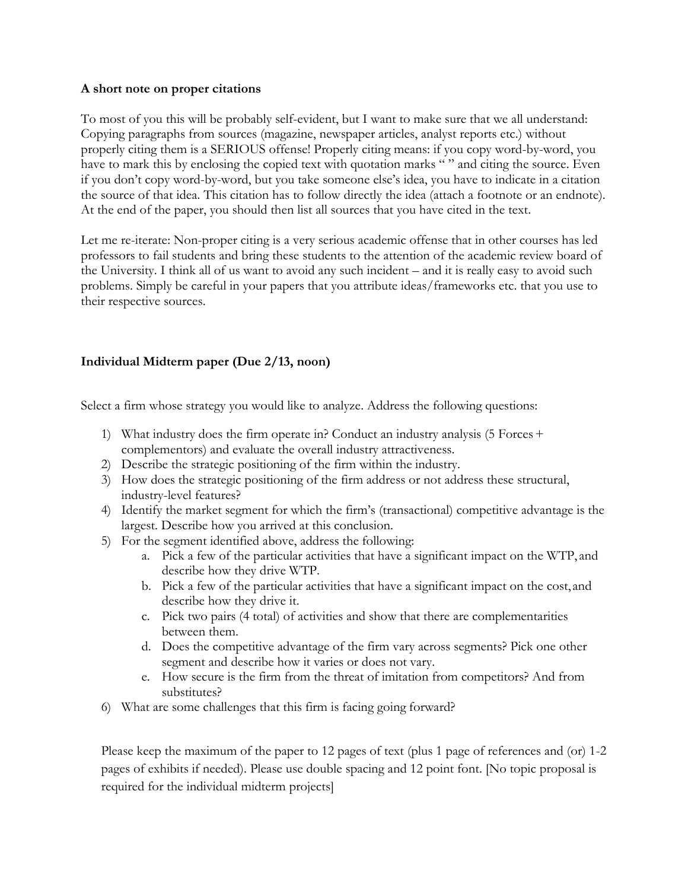**A short note on proper citations**

To most of you this will be probably self-evident, but I want to make sure that we all understand: Copying paragraphs from sources (magazine, newspaper articles, analyst reports etc.) without properly citing them is a SERIOUS offense! Properly citing means: if you copy word-by-word, you have to mark this by enclosing the copied text with quotation marks " " and citing the source. Even if you don't copy word-by-word, but you take someone else's idea, you have to indicate in a citation the source of that idea. This citation has to follow directly the idea (attach a footnote or an endnote). At the end of the paper, you should then list all sources that you have cited in the text.

Let me re-iterate: Non-proper citing is a very serious academic offense that in other courses has led professors to fail students and bring these students to the attention of the academic review board of the University. I think all of us want to avoid any such incident – and it is really easy to avoid such problems. Simply be careful in your papers that you attribute ideas/frameworks etc. that you use to their respective sources.

**Individual Midterm paper (Due 2/13, noon)**

Select a firm whose strategy you would like to analyze. Address the following questions:

1) What industry does the firm operate in? Conduct an industry analysis (5 Forces + complementors) and evaluate the overall industry attractiveness.
2) Describe the strategic positioning of the firm within the industry.
3) How does the strategic positioning of the firm address or not address these structural, industry-level features?
4) Identify the market segment for which the firm's (transactional) competitive advantage is the largest. Describe how you arrived at this conclusion.
5) For the segment identified above, address the following:
   a. Pick a few of the particular activities that have a significant impact on the WTP, and describe how they drive WTP.
   b. Pick a few of the particular activities that have a significant impact on the cost, and describe how they drive it.
   c. Pick two pairs (4 total) of activities and show that there are complementarities between them.
   d. Does the competitive advantage of the firm vary across segments? Pick one other segment and describe how it varies or does not vary.
   e. How secure is the firm from the threat of imitation from competitors? And from substitutes?
6) What are some challenges that this firm is facing going forward?

Please keep the maximum of the paper to 12 pages of text (plus 1 page of references and (or) 1-2 pages of exhibits if needed). Please use double spacing and 12 point font. [No topic proposal is required for the individual midterm projects]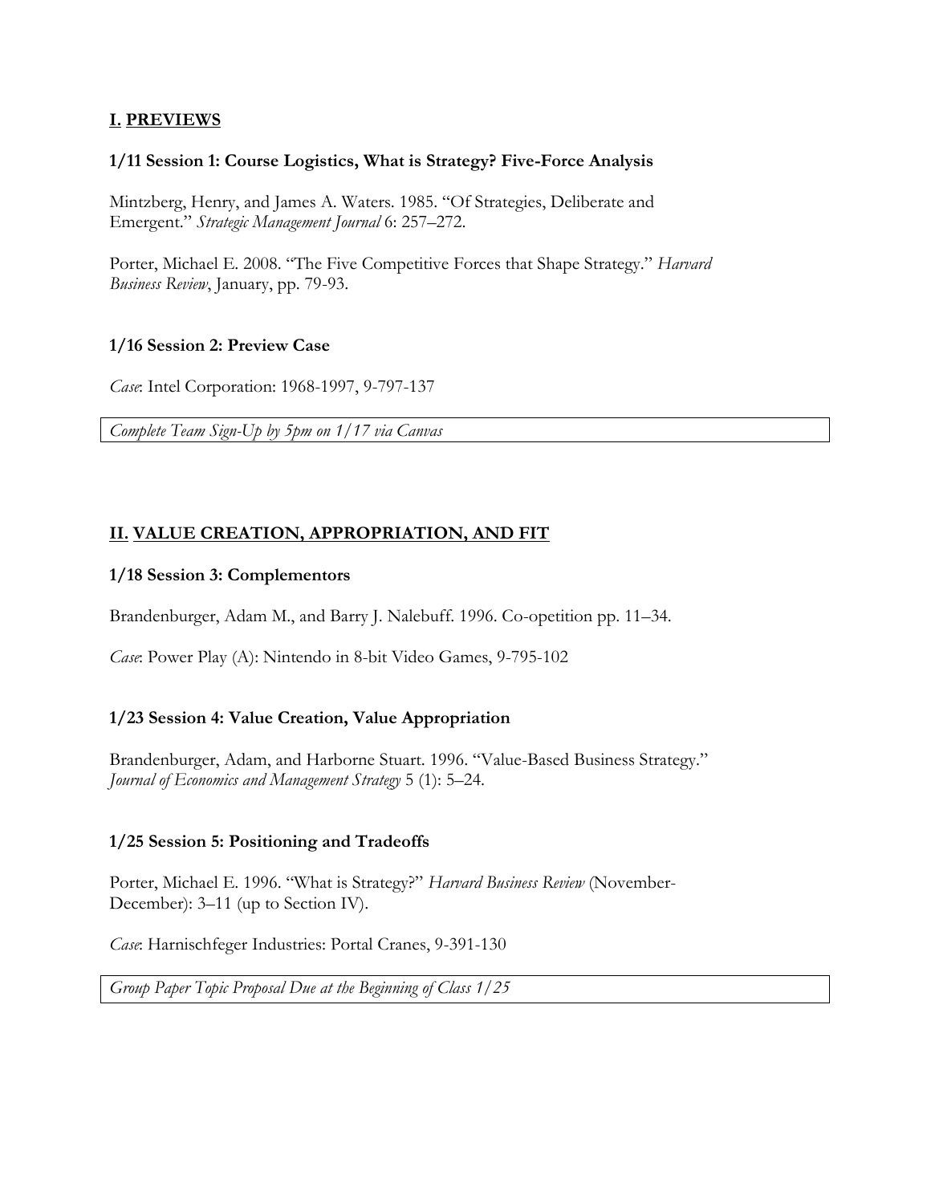## **I.** **PREVIEWS**

### 1/11 Session 1: Course Logistics, What is Strategy? Five-Force Analysis

Mintzberg, Henry, and James A. Waters. 1985. "Of Strategies, Deliberate and Emergent." *Strategic Management Journal* 6: 257–272.

Porter, Michael E. 2008. "The Five Competitive Forces that Shape Strategy." *Harvard Business Review*, January, pp. 79-93.

### 1/16 Session 2: Preview Case

*Case*: Intel Corporation: 1968-1997, 9-797-137

*Complete Team Sign-Up by 5pm on 1/17 via Canvas*

## **II.** **VALUE CREATION, APPROPRIATION, AND FIT**

### 1/18 Session 3: Complementors

Brandenburger, Adam M., and Barry J. Nalebuff. 1996. Co-opetition pp. 11–34.

*Case*: Power Play (A): Nintendo in 8-bit Video Games, 9-795-102

### 1/23 Session 4: Value Creation, Value Appropriation

Brandenburger, Adam, and Harborne Stuart. 1996. "Value-Based Business Strategy." *Journal of Economics and Management Strategy* 5 (1): 5–24.

### 1/25 Session 5: Positioning and Tradeoffs

Porter, Michael E. 1996. "What is Strategy?" *Harvard Business Review* (November-December): 3–11 (up to Section IV).

*Case*: Harnischfeger Industries: Portal Cranes, 9-391-130

*Group Paper Topic Proposal Due at the Beginning of Class 1/25*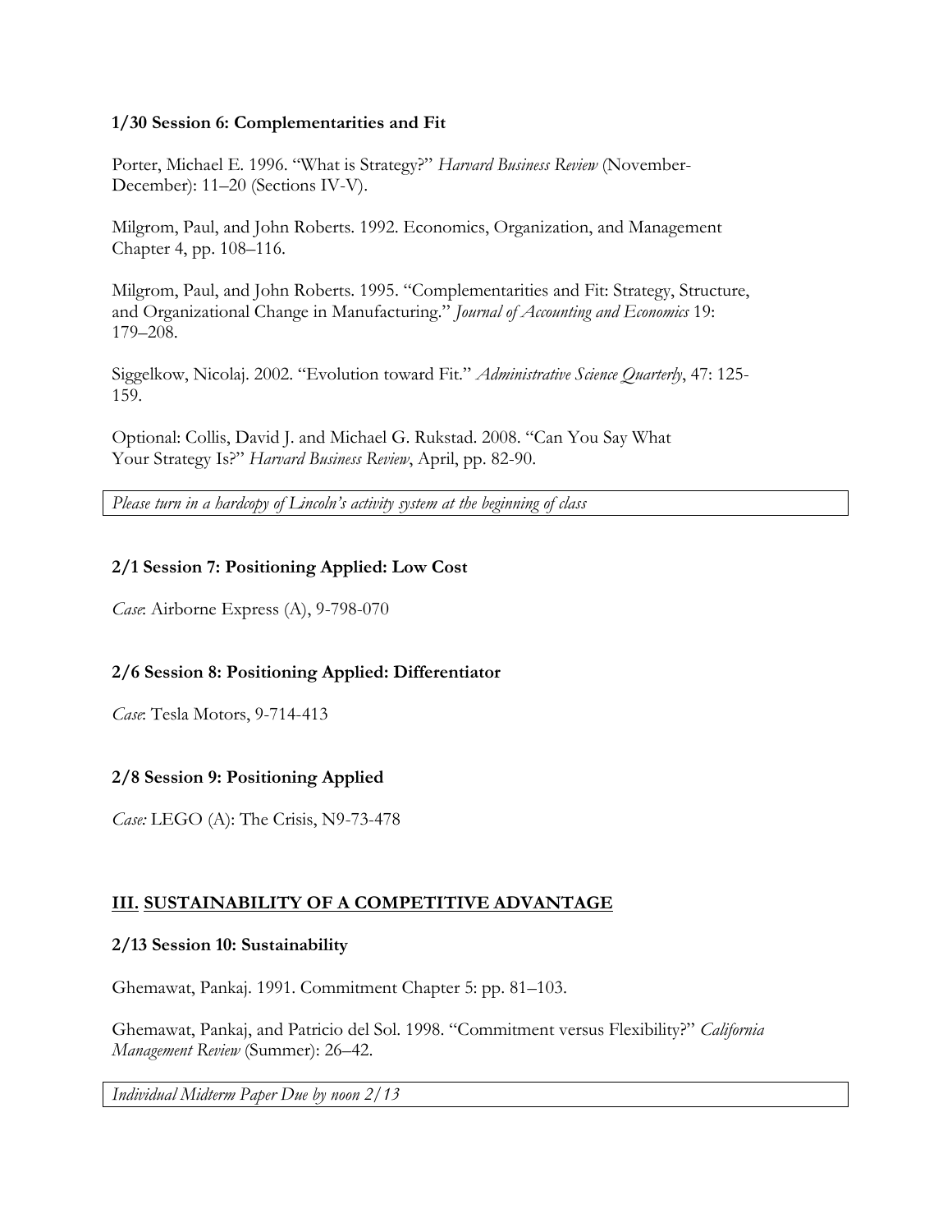**1/30 Session 6: Complementarities and Fit**

Porter, Michael E. 1996. "What is Strategy?" *Harvard Business Review* (November-December): 11–20 (Sections IV-V).

Milgrom, Paul, and John Roberts. 1992. Economics, Organization, and Management Chapter 4, pp. 108–116.

Milgrom, Paul, and John Roberts. 1995. "Complementarities and Fit: Strategy, Structure, and Organizational Change in Manufacturing." *Journal of Accounting and Economics* 19: 179–208.

Siggelkow, Nicolaj. 2002. "Evolution toward Fit." *Administrative Science Quarterly*, 47: 125-159.

Optional: Collis, David J. and Michael G. Rukstad. 2008. "Can You Say What Your Strategy Is?" *Harvard Business Review*, April, pp. 82-90.

*Please turn in a hardcopy of Lincoln's activity system at the beginning of class*

**2/1 Session 7: Positioning Applied: Low Cost**

*Case*: Airborne Express (A), 9-798-070

**2/6 Session 8: Positioning Applied: Differentiator**

*Case*: Tesla Motors, 9-714-413

**2/8 Session 9: Positioning Applied**

*Case:* LEGO (A): The Crisis, N9-73-478

## **III. SUSTAINABILITY OF A COMPETITIVE ADVANTAGE**

**2/13 Session 10: Sustainability**

Ghemawat, Pankaj. 1991. Commitment Chapter 5: pp. 81–103.

Ghemawat, Pankaj, and Patricio del Sol. 1998. "Commitment versus Flexibility?" *California Management Review* (Summer): 26–42.

*Individual Midterm Paper Due by noon 2/13*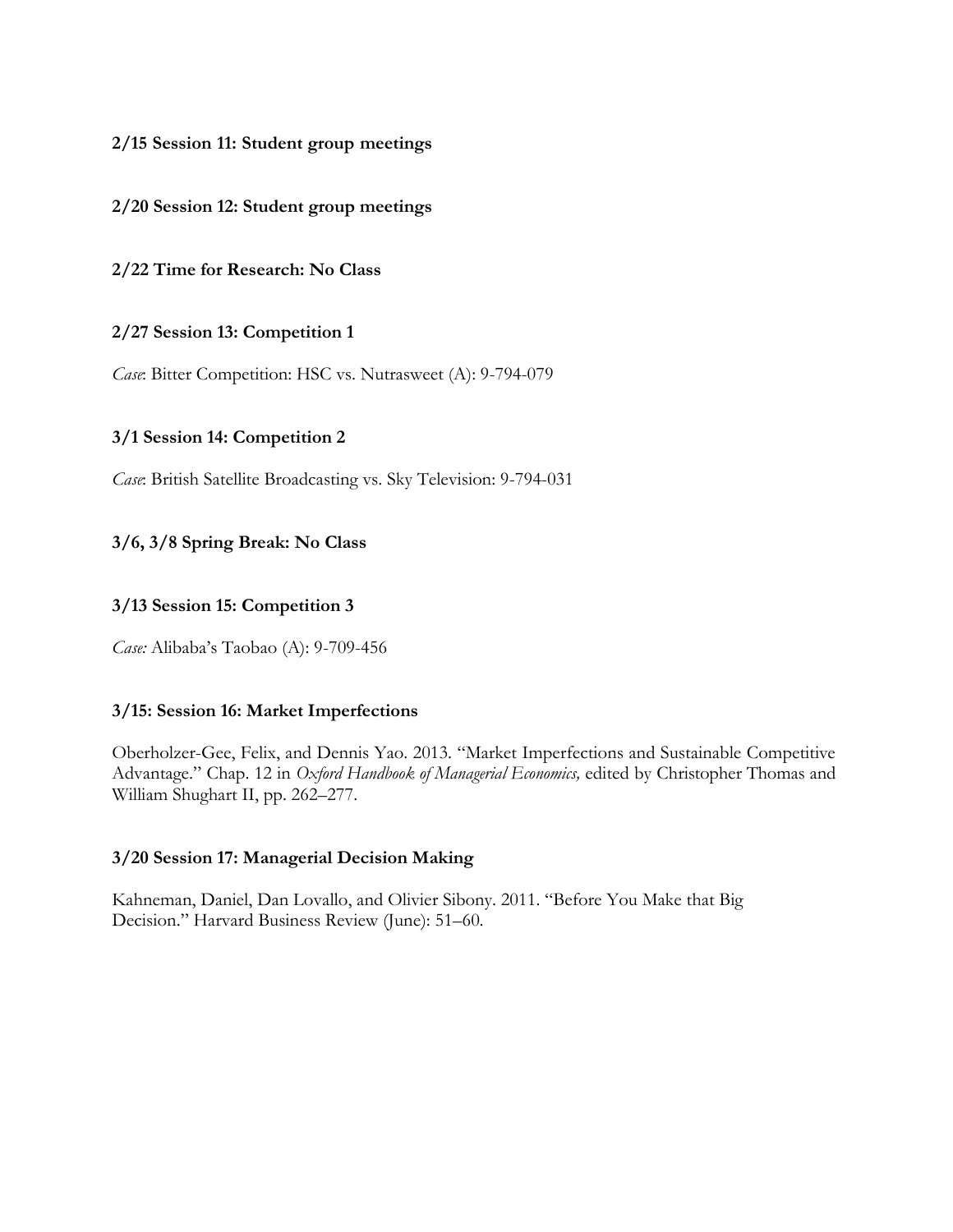**2/15 Session 11: Student group meetings**

**2/20 Session 12: Student group meetings**

**2/22 Time for Research: No Class**

**2/27 Session 13: Competition 1**

*Case*: Bitter Competition: HSC vs. Nutrasweet (A): 9-794-079

**3/1 Session 14: Competition 2**

*Case*: British Satellite Broadcasting vs. Sky Television: 9-794-031

**3/6, 3/8 Spring Break: No Class**

**3/13 Session 15: Competition 3**

*Case:* Alibaba's Taobao (A): 9-709-456

**3/15: Session 16: Market Imperfections**

Oberholzer-Gee, Felix, and Dennis Yao. 2013. "Market Imperfections and Sustainable Competitive Advantage." Chap. 12 in *Oxford Handbook of Managerial Economics,* edited by Christopher Thomas and William Shughart II, pp. 262–277.

**3/20 Session 17: Managerial Decision Making**

Kahneman, Daniel, Dan Lovallo, and Olivier Sibony. 2011. "Before You Make that Big Decision." Harvard Business Review (June): 51–60.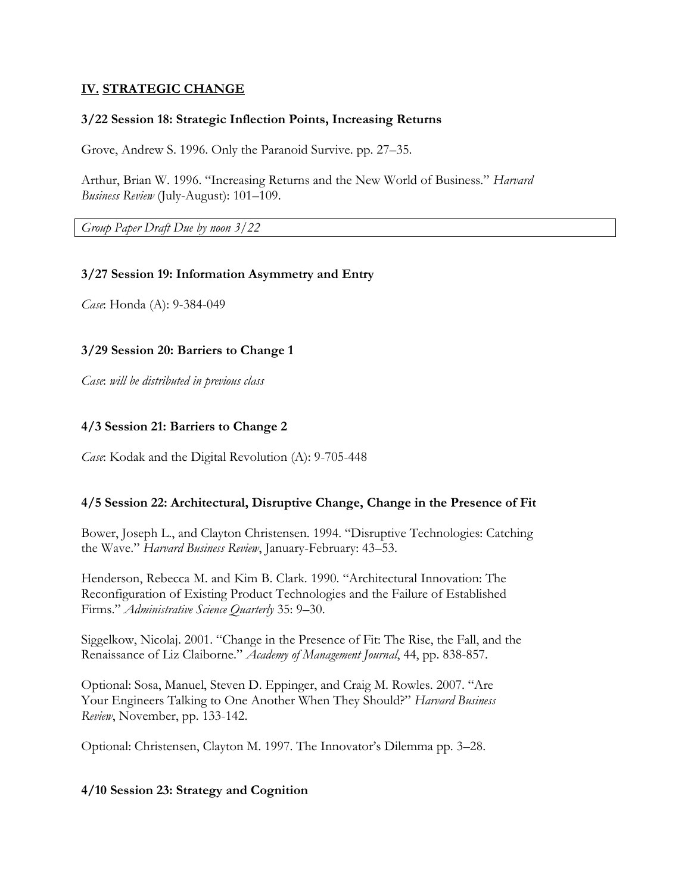## IV. STRATEGIC CHANGE

### 3/22 Session 18: Strategic Inflection Points, Increasing Returns

Grove, Andrew S. 1996. Only the Paranoid Survive. pp. 27–35.

Arthur, Brian W. 1996. "Increasing Returns and the New World of Business." *Harvard Business Review* (July-August): 101–109.

*Group Paper Draft Due by noon 3/22*

### 3/27 Session 19: Information Asymmetry and Entry

*Case*: Honda (A): 9-384-049

### 3/29 Session 20: Barriers to Change 1

*Case*: *will be distributed in previous class*

### 4/3 Session 21: Barriers to Change 2

*Case*: Kodak and the Digital Revolution (A): 9-705-448

### 4/5 Session 22: Architectural, Disruptive Change, Change in the Presence of Fit

Bower, Joseph L., and Clayton Christensen. 1994. "Disruptive Technologies: Catching the Wave." *Harvard Business Review*, January-February: 43–53.

Henderson, Rebecca M. and Kim B. Clark. 1990. "Architectural Innovation: The Reconfiguration of Existing Product Technologies and the Failure of Established Firms." *Administrative Science Quarterly* 35: 9–30.

Siggelkow, Nicolaj. 2001. "Change in the Presence of Fit: The Rise, the Fall, and the Renaissance of Liz Claiborne." *Academy of Management Journal*, 44, pp. 838-857.

Optional: Sosa, Manuel, Steven D. Eppinger, and Craig M. Rowles. 2007. "Are Your Engineers Talking to One Another When They Should?" *Harvard Business Review*, November, pp. 133-142.

Optional: Christensen, Clayton M. 1997. The Innovator's Dilemma pp. 3–28.

### 4/10 Session 23: Strategy and Cognition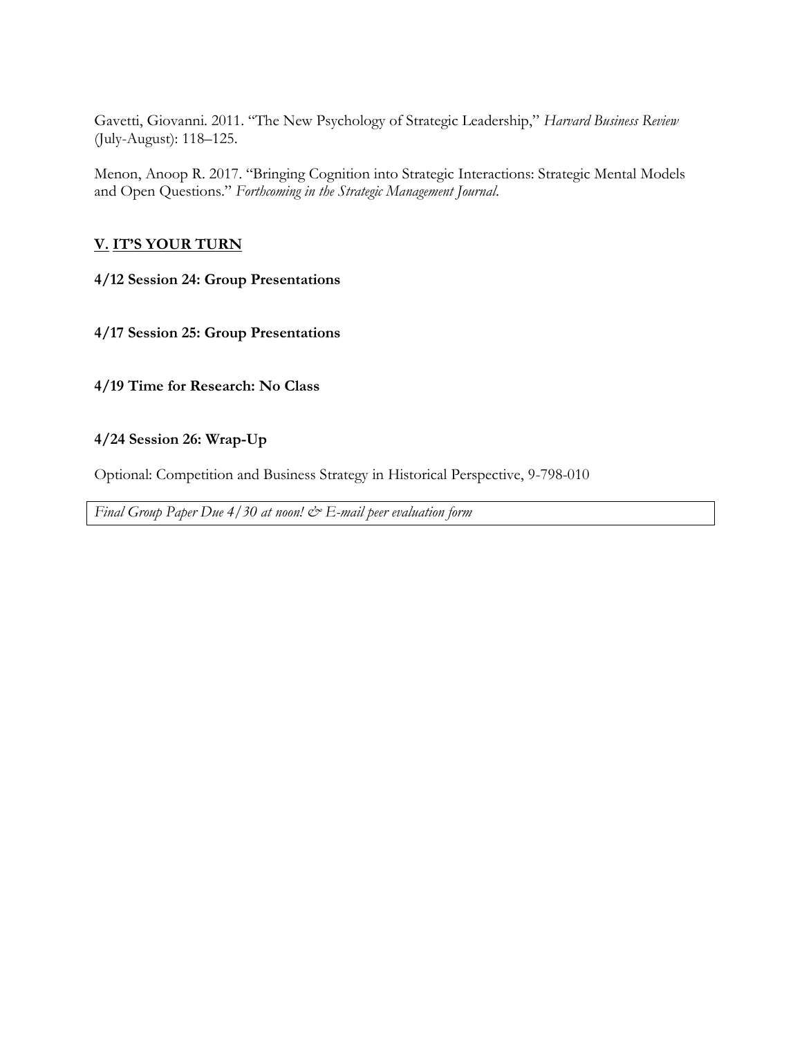Gavetti, Giovanni. 2011. "The New Psychology of Strategic Leadership," *Harvard Business Review* (July-August): 118–125.

Menon, Anoop R. 2017. "Bringing Cognition into Strategic Interactions: Strategic Mental Models and Open Questions." *Forthcoming in the Strategic Management Journal.*

## V. IT'S YOUR TURN

**4/12 Session 24: Group Presentations**

**4/17 Session 25: Group Presentations**

**4/19 Time for Research: No Class**

**4/24 Session 26: Wrap-Up**

Optional: Competition and Business Strategy in Historical Perspective, 9-798-010

*Final Group Paper Due 4/30 at noon! & E-mail peer evaluation form*